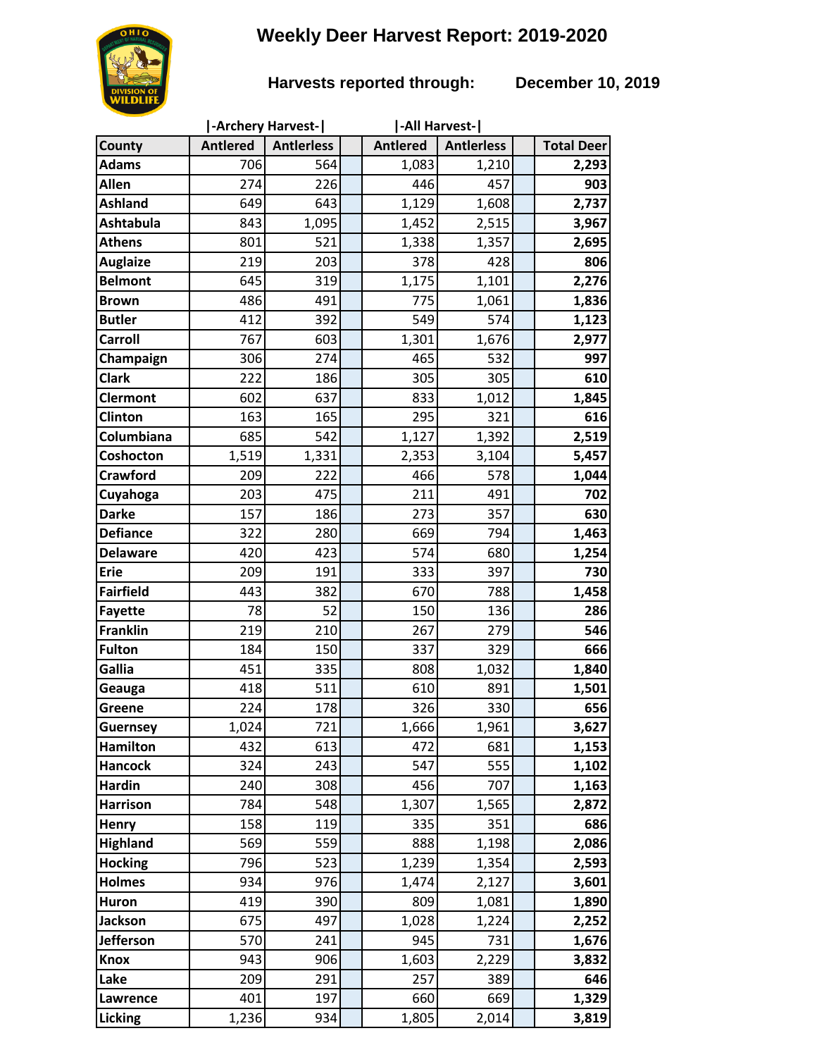# Weekly Deer Harvest Report: 2019-2020

**Harvests reported through: December 10, 2019**

| County | \|-Archery Harvest-\| Antlered | Antlerless | | \|-All Harvest-\| Antlered | Antlerless | | Total Deer |
|---|---|---|---|---|---|---|---|
| Adams | 706 | 564 | | 1,083 | 1,210 | | **2,293** |
| Allen | 274 | 226 | | 446 | 457 | | **903** |
| Ashland | 649 | 643 | | 1,129 | 1,608 | | **2,737** |
| Ashtabula | 843 | 1,095 | | 1,452 | 2,515 | | **3,967** |
| Athens | 801 | 521 | | 1,338 | 1,357 | | **2,695** |
| Auglaize | 219 | 203 | | 378 | 428 | | **806** |
| Belmont | 645 | 319 | | 1,175 | 1,101 | | **2,276** |
| Brown | 486 | 491 | | 775 | 1,061 | | **1,836** |
| Butler | 412 | 392 | | 549 | 574 | | **1,123** |
| Carroll | 767 | 603 | | 1,301 | 1,676 | | **2,977** |
| Champaign | 306 | 274 | | 465 | 532 | | **997** |
| Clark | 222 | 186 | | 305 | 305 | | **610** |
| Clermont | 602 | 637 | | 833 | 1,012 | | **1,845** |
| Clinton | 163 | 165 | | 295 | 321 | | **616** |
| Columbiana | 685 | 542 | | 1,127 | 1,392 | | **2,519** |
| Coshocton | 1,519 | 1,331 | | 2,353 | 3,104 | | **5,457** |
| Crawford | 209 | 222 | | 466 | 578 | | **1,044** |
| Cuyahoga | 203 | 475 | | 211 | 491 | | **702** |
| Darke | 157 | 186 | | 273 | 357 | | **630** |
| Defiance | 322 | 280 | | 669 | 794 | | **1,463** |
| Delaware | 420 | 423 | | 574 | 680 | | **1,254** |
| Erie | 209 | 191 | | 333 | 397 | | **730** |
| Fairfield | 443 | 382 | | 670 | 788 | | **1,458** |
| Fayette | 78 | 52 | | 150 | 136 | | **286** |
| Franklin | 219 | 210 | | 267 | 279 | | **546** |
| Fulton | 184 | 150 | | 337 | 329 | | **666** |
| Gallia | 451 | 335 | | 808 | 1,032 | | **1,840** |
| Geauga | 418 | 511 | | 610 | 891 | | **1,501** |
| Greene | 224 | 178 | | 326 | 330 | | **656** |
| Guernsey | 1,024 | 721 | | 1,666 | 1,961 | | **3,627** |
| Hamilton | 432 | 613 | | 472 | 681 | | **1,153** |
| Hancock | 324 | 243 | | 547 | 555 | | **1,102** |
| Hardin | 240 | 308 | | 456 | 707 | | **1,163** |
| Harrison | 784 | 548 | | 1,307 | 1,565 | | **2,872** |
| Henry | 158 | 119 | | 335 | 351 | | **686** |
| Highland | 569 | 559 | | 888 | 1,198 | | **2,086** |
| Hocking | 796 | 523 | | 1,239 | 1,354 | | **2,593** |
| Holmes | 934 | 976 | | 1,474 | 2,127 | | **3,601** |
| Huron | 419 | 390 | | 809 | 1,081 | | **1,890** |
| Jackson | 675 | 497 | | 1,028 | 1,224 | | **2,252** |
| Jefferson | 570 | 241 | | 945 | 731 | | **1,676** |
| Knox | 943 | 906 | | 1,603 | 2,229 | | **3,832** |
| Lake | 209 | 291 | | 257 | 389 | | **646** |
| Lawrence | 401 | 197 | | 660 | 669 | | **1,329** |
| Licking | 1,236 | 934 | | 1,805 | 2,014 | | **3,819** |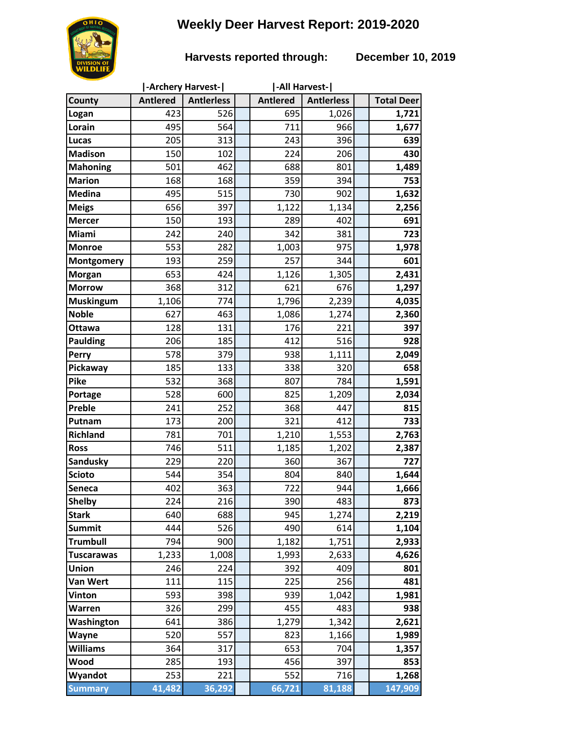# Weekly Deer Harvest Report: 2019-2020

**Harvests reported through: December 10, 2019**

| County | Archery Harvest Antlered | Archery Harvest Antlerless | All Harvest Antlered | All Harvest Antlerless | Total Deer |
|---|---|---|---|---|---|
| Logan | 423 | 526 | 695 | 1,026 | **1,721** |
| Lorain | 495 | 564 | 711 | 966 | **1,677** |
| Lucas | 205 | 313 | 243 | 396 | **639** |
| Madison | 150 | 102 | 224 | 206 | **430** |
| Mahoning | 501 | 462 | 688 | 801 | **1,489** |
| Marion | 168 | 168 | 359 | 394 | **753** |
| Medina | 495 | 515 | 730 | 902 | **1,632** |
| Meigs | 656 | 397 | 1,122 | 1,134 | **2,256** |
| Mercer | 150 | 193 | 289 | 402 | **691** |
| Miami | 242 | 240 | 342 | 381 | **723** |
| Monroe | 553 | 282 | 1,003 | 975 | **1,978** |
| Montgomery | 193 | 259 | 257 | 344 | **601** |
| Morgan | 653 | 424 | 1,126 | 1,305 | **2,431** |
| Morrow | 368 | 312 | 621 | 676 | **1,297** |
| Muskingum | 1,106 | 774 | 1,796 | 2,239 | **4,035** |
| Noble | 627 | 463 | 1,086 | 1,274 | **2,360** |
| Ottawa | 128 | 131 | 176 | 221 | **397** |
| Paulding | 206 | 185 | 412 | 516 | **928** |
| Perry | 578 | 379 | 938 | 1,111 | **2,049** |
| Pickaway | 185 | 133 | 338 | 320 | **658** |
| Pike | 532 | 368 | 807 | 784 | **1,591** |
| Portage | 528 | 600 | 825 | 1,209 | **2,034** |
| Preble | 241 | 252 | 368 | 447 | **815** |
| Putnam | 173 | 200 | 321 | 412 | **733** |
| Richland | 781 | 701 | 1,210 | 1,553 | **2,763** |
| Ross | 746 | 511 | 1,185 | 1,202 | **2,387** |
| Sandusky | 229 | 220 | 360 | 367 | **727** |
| Scioto | 544 | 354 | 804 | 840 | **1,644** |
| Seneca | 402 | 363 | 722 | 944 | **1,666** |
| Shelby | 224 | 216 | 390 | 483 | **873** |
| Stark | 640 | 688 | 945 | 1,274 | **2,219** |
| Summit | 444 | 526 | 490 | 614 | **1,104** |
| Trumbull | 794 | 900 | 1,182 | 1,751 | **2,933** |
| Tuscarawas | 1,233 | 1,008 | 1,993 | 2,633 | **4,626** |
| Union | 246 | 224 | 392 | 409 | **801** |
| Van Wert | 111 | 115 | 225 | 256 | **481** |
| Vinton | 593 | 398 | 939 | 1,042 | **1,981** |
| Warren | 326 | 299 | 455 | 483 | **938** |
| Washington | 641 | 386 | 1,279 | 1,342 | **2,621** |
| Wayne | 520 | 557 | 823 | 1,166 | **1,989** |
| Williams | 364 | 317 | 653 | 704 | **1,357** |
| Wood | 285 | 193 | 456 | 397 | **853** |
| Wyandot | 253 | 221 | 552 | 716 | **1,268** |
| **Summary** | **41,482** | **36,292** | **66,721** | **81,188** | **147,909** |